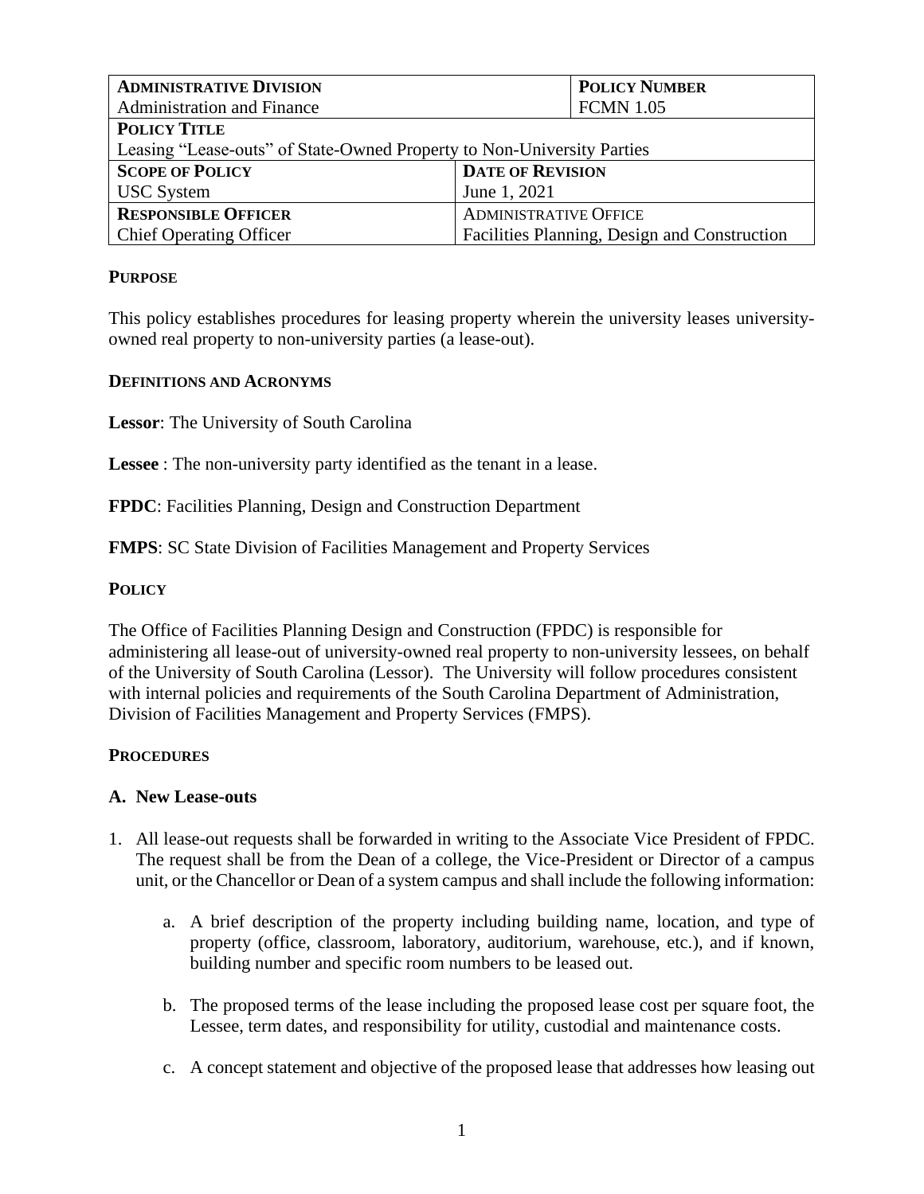| **ADMINISTRATIVE DIVISION** | | **POLICY NUMBER** |
|---|---|---|
| Administration and Finance | | FCMN 1.05 |
| **POLICY TITLE** | | |
| Leasing "Lease-outs" of State-Owned Property to Non-University Parties | | |
| **SCOPE OF POLICY** | **DATE OF REVISION** | |
| USC System | June 1, 2021 | |
| **RESPONSIBLE OFFICER** | **ADMINISTRATIVE OFFICE** | |
| Chief Operating Officer | Facilities Planning, Design and Construction | |

**PURPOSE**

This policy establishes procedures for leasing property wherein the university leases university-owned real property to non-university parties (a lease-out).

**DEFINITIONS AND ACRONYMS**

**Lessor**: The University of South Carolina

**Lessee** : The non-university party identified as the tenant in a lease.

**FPDC**: Facilities Planning, Design and Construction Department

**FMPS**: SC State Division of Facilities Management and Property Services

**POLICY**

The Office of Facilities Planning Design and Construction (FPDC) is responsible for administering all lease-out of university-owned real property to non-university lessees, on behalf of the University of South Carolina (Lessor). The University will follow procedures consistent with internal policies and requirements of the South Carolina Department of Administration, Division of Facilities Management and Property Services (FMPS).

**PROCEDURES**

**A. New Lease-outs**

1. All lease-out requests shall be forwarded in writing to the Associate Vice President of FPDC. The request shall be from the Dean of a college, the Vice-President or Director of a campus unit, or the Chancellor or Dean of a system campus and shall include the following information:

    a. A brief description of the property including building name, location, and type of property (office, classroom, laboratory, auditorium, warehouse, etc.), and if known, building number and specific room numbers to be leased out.

    b. The proposed terms of the lease including the proposed lease cost per square foot, the Lessee, term dates, and responsibility for utility, custodial and maintenance costs.

    c. A concept statement and objective of the proposed lease that addresses how leasing out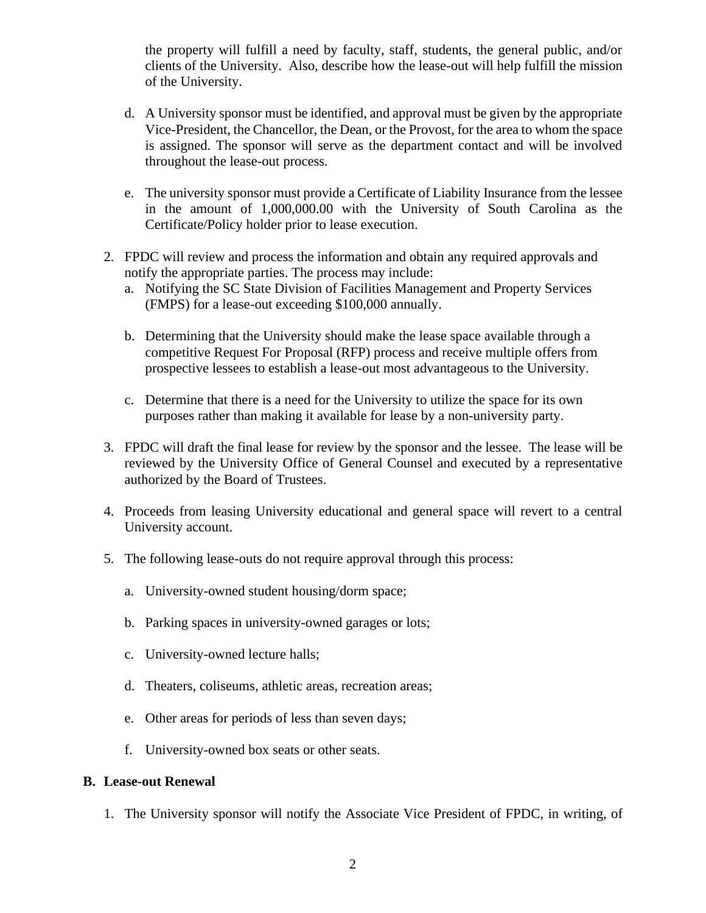the property will fulfill a need by faculty, staff, students, the general public, and/or clients of the University. Also, describe how the lease-out will help fulfill the mission of the University.

d. A University sponsor must be identified, and approval must be given by the appropriate Vice-President, the Chancellor, the Dean, or the Provost, for the area to whom the space is assigned. The sponsor will serve as the department contact and will be involved throughout the lease-out process.

e. The university sponsor must provide a Certificate of Liability Insurance from the lessee in the amount of 1,000,000.00 with the University of South Carolina as the Certificate/Policy holder prior to lease execution.

2. FPDC will review and process the information and obtain any required approvals and notify the appropriate parties. The process may include:
   a. Notifying the SC State Division of Facilities Management and Property Services (FMPS) for a lease-out exceeding $100,000 annually.

   b. Determining that the University should make the lease space available through a competitive Request For Proposal (RFP) process and receive multiple offers from prospective lessees to establish a lease-out most advantageous to the University.

   c. Determine that there is a need for the University to utilize the space for its own purposes rather than making it available for lease by a non-university party.

3. FPDC will draft the final lease for review by the sponsor and the lessee. The lease will be reviewed by the University Office of General Counsel and executed by a representative authorized by the Board of Trustees.

4. Proceeds from leasing University educational and general space will revert to a central University account.

5. The following lease-outs do not require approval through this process:

   a. University-owned student housing/dorm space;

   b. Parking spaces in university-owned garages or lots;

   c. University-owned lecture halls;

   d. Theaters, coliseums, athletic areas, recreation areas;

   e. Other areas for periods of less than seven days;

   f. University-owned box seats or other seats.

### B. Lease-out Renewal

1. The University sponsor will notify the Associate Vice President of FPDC, in writing, of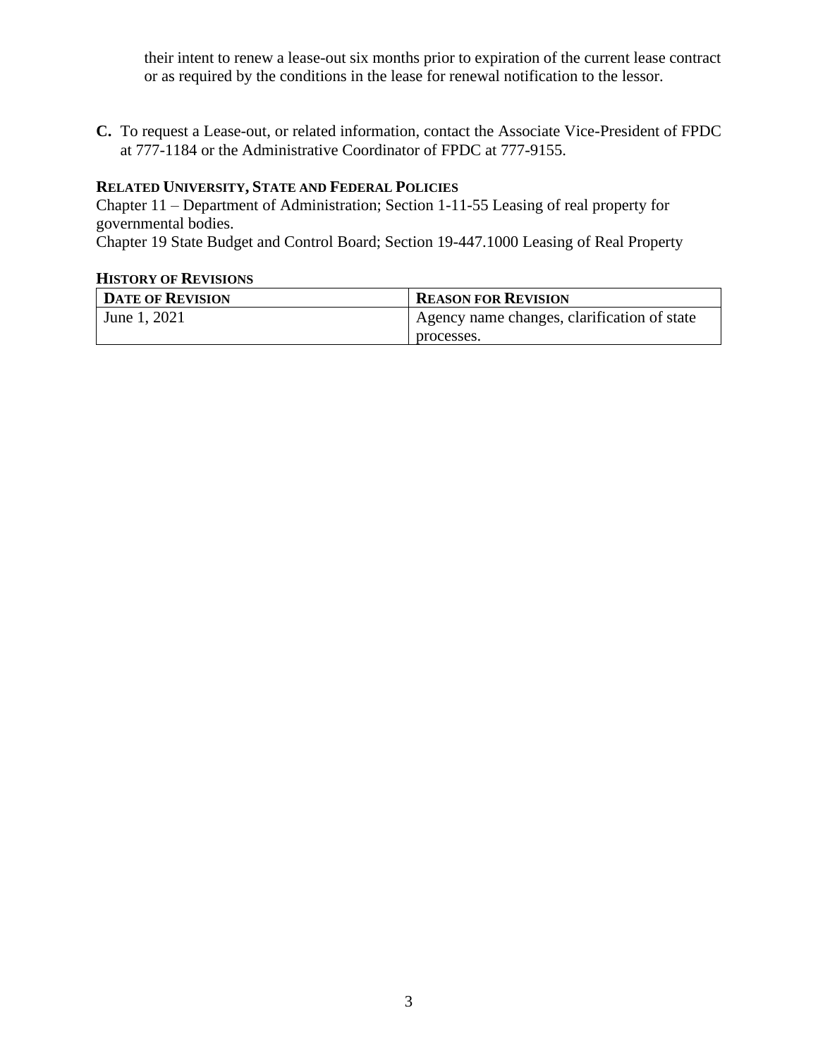their intent to renew a lease-out six months prior to expiration of the current lease contract or as required by the conditions in the lease for renewal notification to the lessor.

**C.** To request a Lease-out, or related information, contact the Associate Vice-President of FPDC at 777-1184 or the Administrative Coordinator of FPDC at 777-9155.

**RELATED UNIVERSITY, STATE AND FEDERAL POLICIES**

Chapter 11 – Department of Administration; Section 1-11-55 Leasing of real property for governmental bodies.
Chapter 19 State Budget and Control Board; Section 19-447.1000 Leasing of Real Property

**HISTORY OF REVISIONS**

| DATE OF REVISION | REASON FOR REVISION |
|---|---|
| June 1, 2021 | Agency name changes, clarification of state processes. |